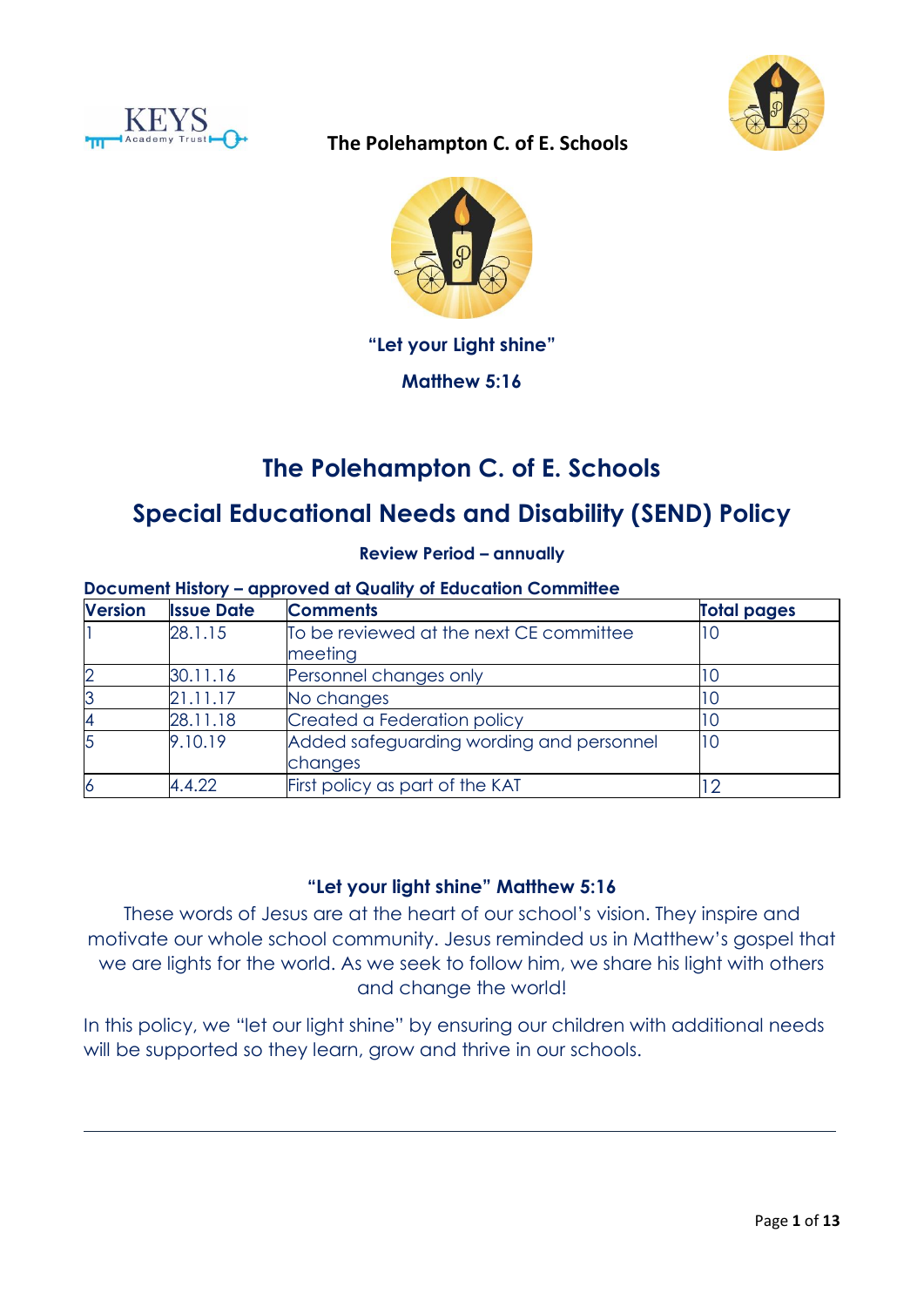KEYS Academy Trust

**The Polehampton C. of E. Schools**

**"Let your Light shine"**

**Matthew 5:16**

# The Polehampton C. of E. Schools

## Special Educational Needs and Disability (SEND) Policy

**Review Period – annually**

**Document History – approved at Quality of Education Committee**

| Version | Issue Date | Comments | Total pages |
|---|---|---|---|
| 1 | 28.1.15 | To be reviewed at the next CE committee meeting | 10 |
| 2 | 30.11.16 | Personnel changes only | 10 |
| 3 | 21.11.17 | No changes | 10 |
| 4 | 28.11.18 | Created a Federation policy | 10 |
| 5 | 9.10.19 | Added safeguarding wording and personnel changes | 10 |
| 6 | 4.4.22 | First policy as part of the KAT | 12 |

**"Let your light shine" Matthew 5:16**

These words of Jesus are at the heart of our school's vision. They inspire and motivate our whole school community. Jesus reminded us in Matthew's gospel that we are lights for the world. As we seek to follow him, we share his light with others and change the world!

In this policy, we "let our light shine" by ensuring our children with additional needs will be supported so they learn, grow and thrive in our schools.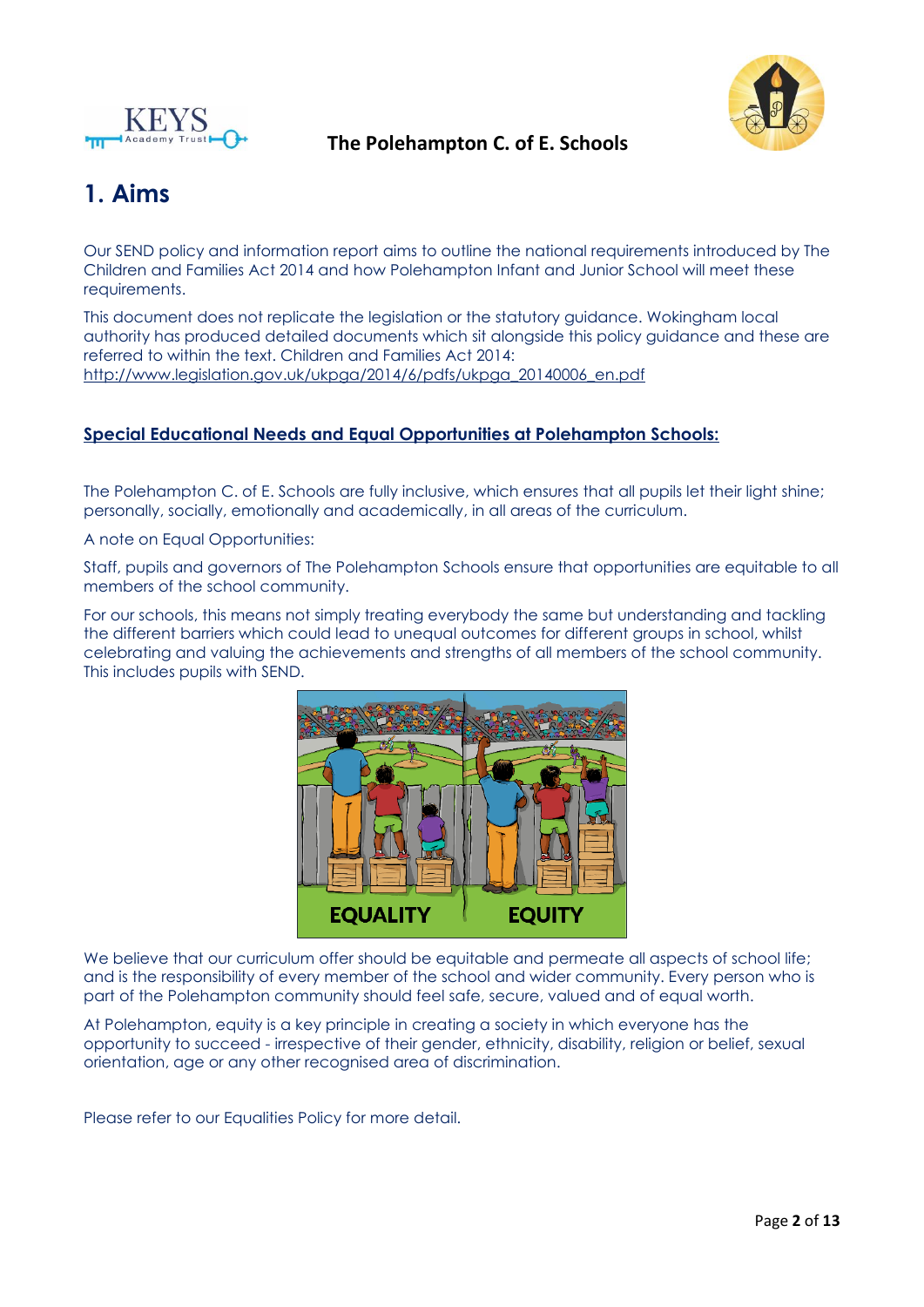# 1. Aims

Our SEND policy and information report aims to outline the national requirements introduced by The Children and Families Act 2014 and how Polehampton Infant and Junior School will meet these requirements.

This document does not replicate the legislation or the statutory guidance. Wokingham local authority has produced detailed documents which sit alongside this policy guidance and these are referred to within the text. Children and Families Act 2014: http://www.legislation.gov.uk/ukpga/2014/6/pdfs/ukpga_20140006_en.pdf

**Special Educational Needs and Equal Opportunities at Polehampton Schools:**

The Polehampton C. of E. Schools are fully inclusive, which ensures that all pupils let their light shine; personally, socially, emotionally and academically, in all areas of the curriculum.

A note on Equal Opportunities:

Staff, pupils and governors of The Polehampton Schools ensure that opportunities are equitable to all members of the school community.

For our schools, this means not simply treating everybody the same but understanding and tackling the different barriers which could lead to unequal outcomes for different groups in school, whilst celebrating and valuing the achievements and strengths of all members of the school community. This includes pupils with SEND.

We believe that our curriculum offer should be equitable and permeate all aspects of school life; and is the responsibility of every member of the school and wider community. Every person who is part of the Polehampton community should feel safe, secure, valued and of equal worth.

At Polehampton, equity is a key principle in creating a society in which everyone has the opportunity to succeed - irrespective of their gender, ethnicity, disability, religion or belief, sexual orientation, age or any other recognised area of discrimination.

Please refer to our Equalities Policy for more detail.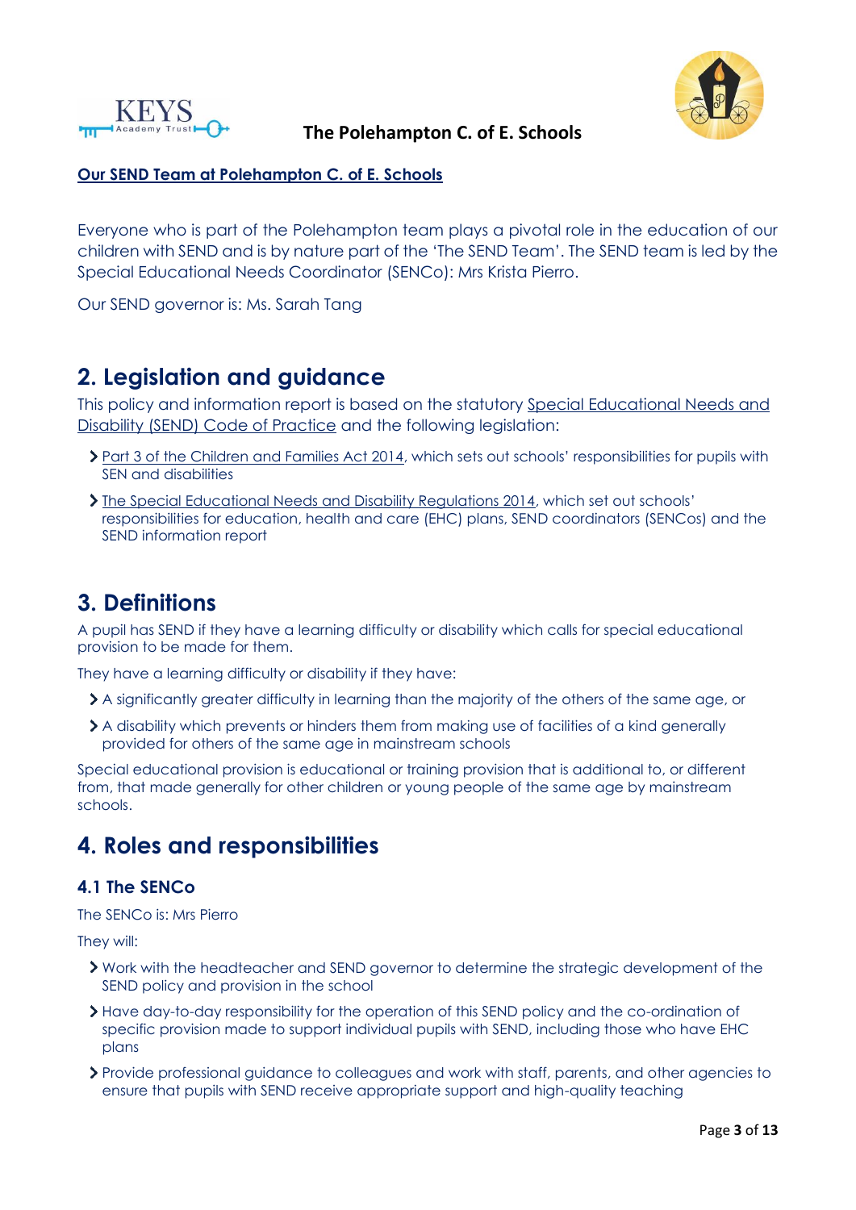**Our SEND Team at Polehampton C. of E. Schools**

Everyone who is part of the Polehampton team plays a pivotal role in the education of our children with SEND and is by nature part of the 'The SEND Team'. The SEND team is led by the Special Educational Needs Coordinator (SENCo): Mrs Krista Pierro.

Our SEND governor is: Ms. Sarah Tang

## 2. Legislation and guidance

This policy and information report is based on the statutory Special Educational Needs and Disability (SEND) Code of Practice and the following legislation:

- Part 3 of the Children and Families Act 2014, which sets out schools' responsibilities for pupils with SEN and disabilities
- The Special Educational Needs and Disability Regulations 2014, which set out schools' responsibilities for education, health and care (EHC) plans, SEND coordinators (SENCos) and the SEND information report

## 3. Definitions

A pupil has SEND if they have a learning difficulty or disability which calls for special educational provision to be made for them.

They have a learning difficulty or disability if they have:

- A significantly greater difficulty in learning than the majority of the others of the same age, or
- A disability which prevents or hinders them from making use of facilities of a kind generally provided for others of the same age in mainstream schools

Special educational provision is educational or training provision that is additional to, or different from, that made generally for other children or young people of the same age by mainstream schools.

## 4. Roles and responsibilities

### 4.1 The SENCo

The SENCo is: Mrs Pierro

They will:

- Work with the headteacher and SEND governor to determine the strategic development of the SEND policy and provision in the school
- Have day-to-day responsibility for the operation of this SEND policy and the co-ordination of specific provision made to support individual pupils with SEND, including those who have EHC plans
- Provide professional guidance to colleagues and work with staff, parents, and other agencies to ensure that pupils with SEND receive appropriate support and high-quality teaching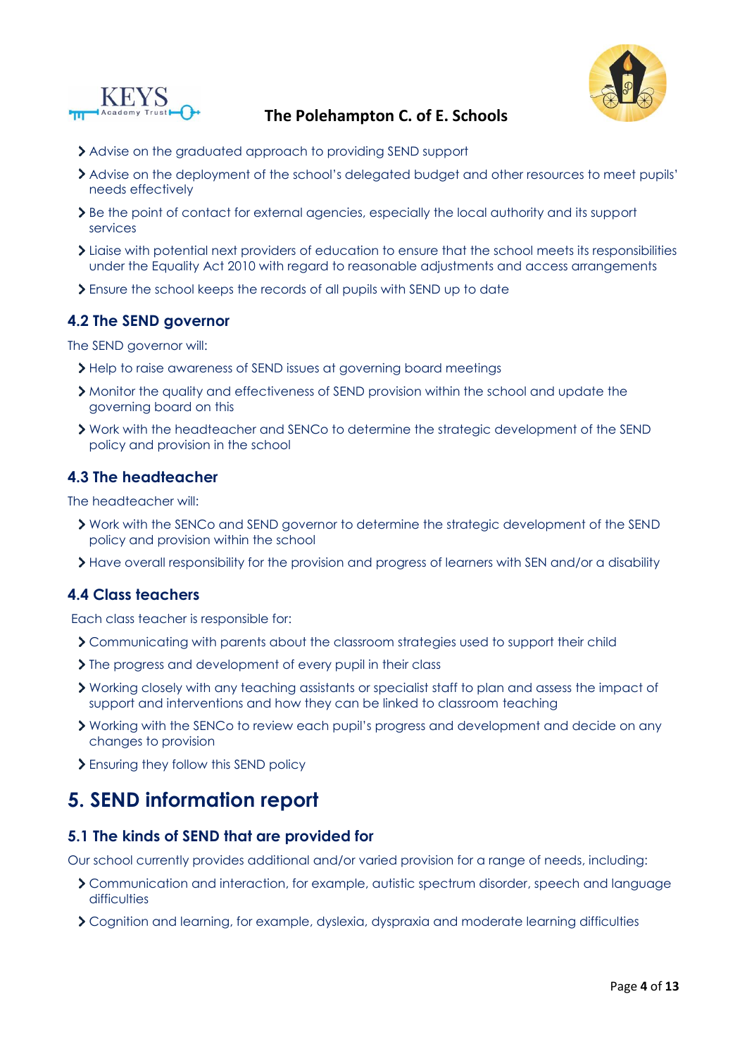- Advise on the graduated approach to providing SEND support
- Advise on the deployment of the school's delegated budget and other resources to meet pupils' needs effectively
- Be the point of contact for external agencies, especially the local authority and its support services
- Liaise with potential next providers of education to ensure that the school meets its responsibilities under the Equality Act 2010 with regard to reasonable adjustments and access arrangements
- Ensure the school keeps the records of all pupils with SEND up to date

### 4.2 The SEND governor

The SEND governor will:

- Help to raise awareness of SEND issues at governing board meetings
- Monitor the quality and effectiveness of SEND provision within the school and update the governing board on this
- Work with the headteacher and SENCo to determine the strategic development of the SEND policy and provision in the school

### 4.3 The headteacher

The headteacher will:

- Work with the SENCo and SEND governor to determine the strategic development of the SEND policy and provision within the school
- Have overall responsibility for the provision and progress of learners with SEN and/or a disability

### 4.4 Class teachers

Each class teacher is responsible for:

- Communicating with parents about the classroom strategies used to support their child
- The progress and development of every pupil in their class
- Working closely with any teaching assistants or specialist staff to plan and assess the impact of support and interventions and how they can be linked to classroom teaching
- Working with the SENCo to review each pupil's progress and development and decide on any changes to provision
- Ensuring they follow this SEND policy

## 5. SEND information report

### 5.1 The kinds of SEND that are provided for

Our school currently provides additional and/or varied provision for a range of needs, including:

- Communication and interaction, for example, autistic spectrum disorder, speech and language difficulties
- Cognition and learning, for example, dyslexia, dyspraxia and moderate learning difficulties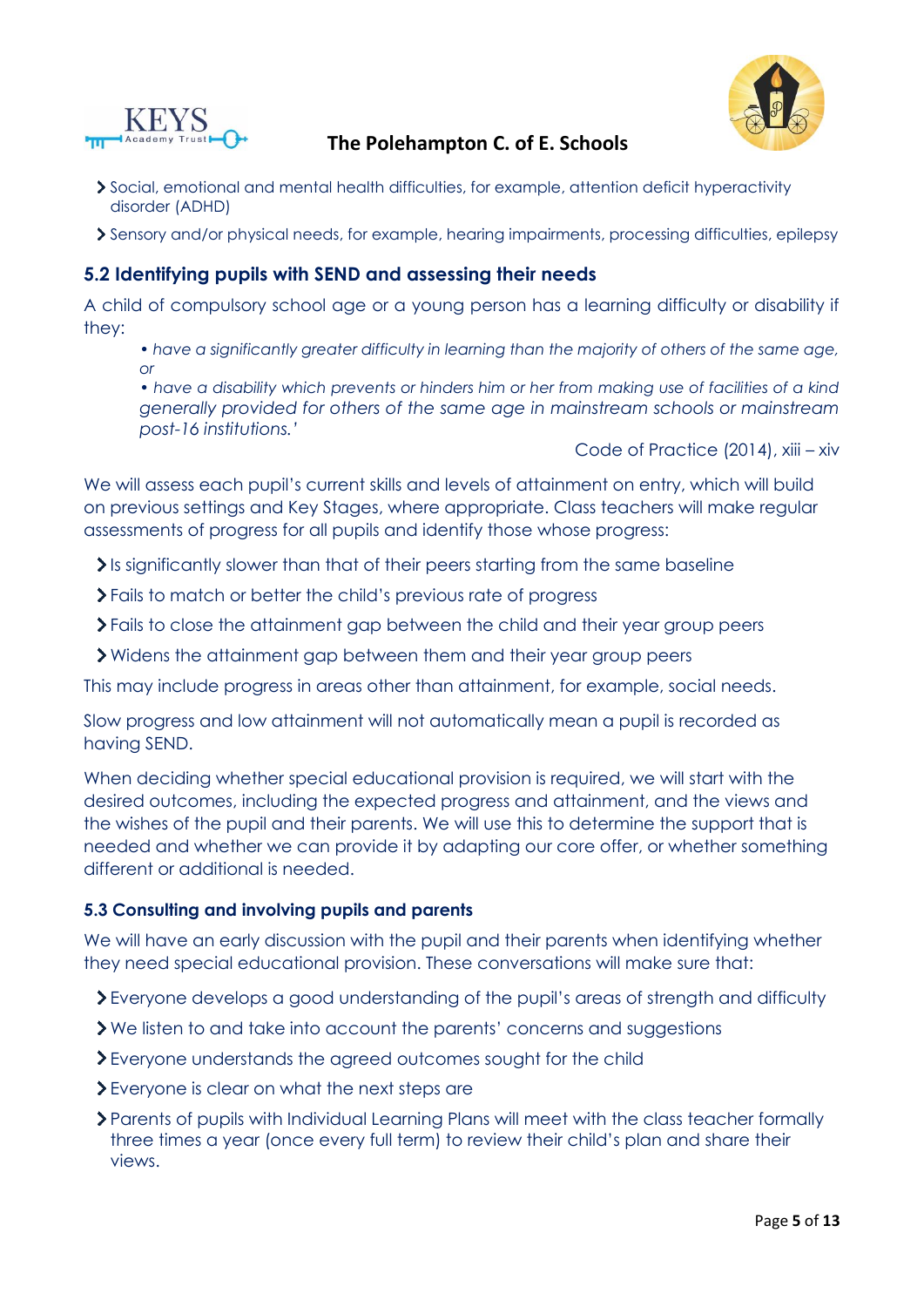- Social, emotional and mental health difficulties, for example, attention deficit hyperactivity disorder (ADHD)
- Sensory and/or physical needs, for example, hearing impairments, processing difficulties, epilepsy

## 5.2 Identifying pupils with SEND and assessing their needs

A child of compulsory school age or a young person has a learning difficulty or disability if they:

> *• have a significantly greater difficulty in learning than the majority of others of the same age, or*
>
> *• have a disability which prevents or hinders him or her from making use of facilities of a kind generally provided for others of the same age in mainstream schools or mainstream post-16 institutions.'*
>
> Code of Practice (2014), xiii – xiv

We will assess each pupil's current skills and levels of attainment on entry, which will build on previous settings and Key Stages, where appropriate. Class teachers will make regular assessments of progress for all pupils and identify those whose progress:

- Is significantly slower than that of their peers starting from the same baseline
- Fails to match or better the child's previous rate of progress
- Fails to close the attainment gap between the child and their year group peers
- Widens the attainment gap between them and their year group peers

This may include progress in areas other than attainment, for example, social needs.

Slow progress and low attainment will not automatically mean a pupil is recorded as having SEND.

When deciding whether special educational provision is required, we will start with the desired outcomes, including the expected progress and attainment, and the views and the wishes of the pupil and their parents. We will use this to determine the support that is needed and whether we can provide it by adapting our core offer, or whether something different or additional is needed.

### 5.3 Consulting and involving pupils and parents

We will have an early discussion with the pupil and their parents when identifying whether they need special educational provision. These conversations will make sure that:

- Everyone develops a good understanding of the pupil's areas of strength and difficulty
- We listen to and take into account the parents' concerns and suggestions
- Everyone understands the agreed outcomes sought for the child
- Everyone is clear on what the next steps are
- Parents of pupils with Individual Learning Plans will meet with the class teacher formally three times a year (once every full term) to review their child's plan and share their views.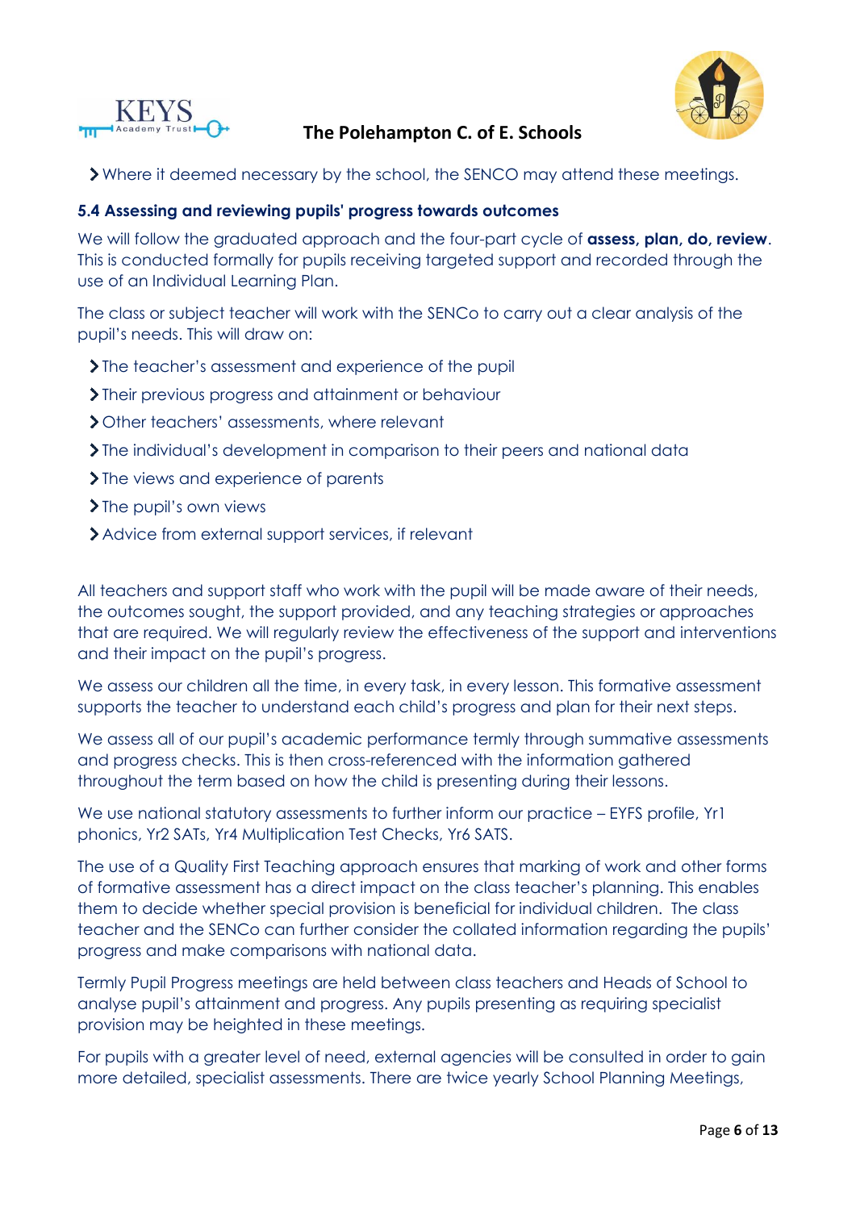- Where it deemed necessary by the school, the SENCO may attend these meetings.

### 5.4 Assessing and reviewing pupils' progress towards outcomes

We will follow the graduated approach and the four-part cycle of **assess, plan, do, review**. This is conducted formally for pupils receiving targeted support and recorded through the use of an Individual Learning Plan.

The class or subject teacher will work with the SENCo to carry out a clear analysis of the pupil's needs. This will draw on:

- The teacher's assessment and experience of the pupil
- Their previous progress and attainment or behaviour
- Other teachers' assessments, where relevant
- The individual's development in comparison to their peers and national data
- The views and experience of parents
- The pupil's own views
- Advice from external support services, if relevant

All teachers and support staff who work with the pupil will be made aware of their needs, the outcomes sought, the support provided, and any teaching strategies or approaches that are required. We will regularly review the effectiveness of the support and interventions and their impact on the pupil's progress.

We assess our children all the time, in every task, in every lesson. This formative assessment supports the teacher to understand each child's progress and plan for their next steps.

We assess all of our pupil's academic performance termly through summative assessments and progress checks. This is then cross-referenced with the information gathered throughout the term based on how the child is presenting during their lessons.

We use national statutory assessments to further inform our practice – EYFS profile, Yr1 phonics, Yr2 SATs, Yr4 Multiplication Test Checks, Yr6 SATS.

The use of a Quality First Teaching approach ensures that marking of work and other forms of formative assessment has a direct impact on the class teacher's planning. This enables them to decide whether special provision is beneficial for individual children. The class teacher and the SENCo can further consider the collated information regarding the pupils' progress and make comparisons with national data.

Termly Pupil Progress meetings are held between class teachers and Heads of School to analyse pupil's attainment and progress. Any pupils presenting as requiring specialist provision may be heighted in these meetings.

For pupils with a greater level of need, external agencies will be consulted in order to gain more detailed, specialist assessments. There are twice yearly School Planning Meetings,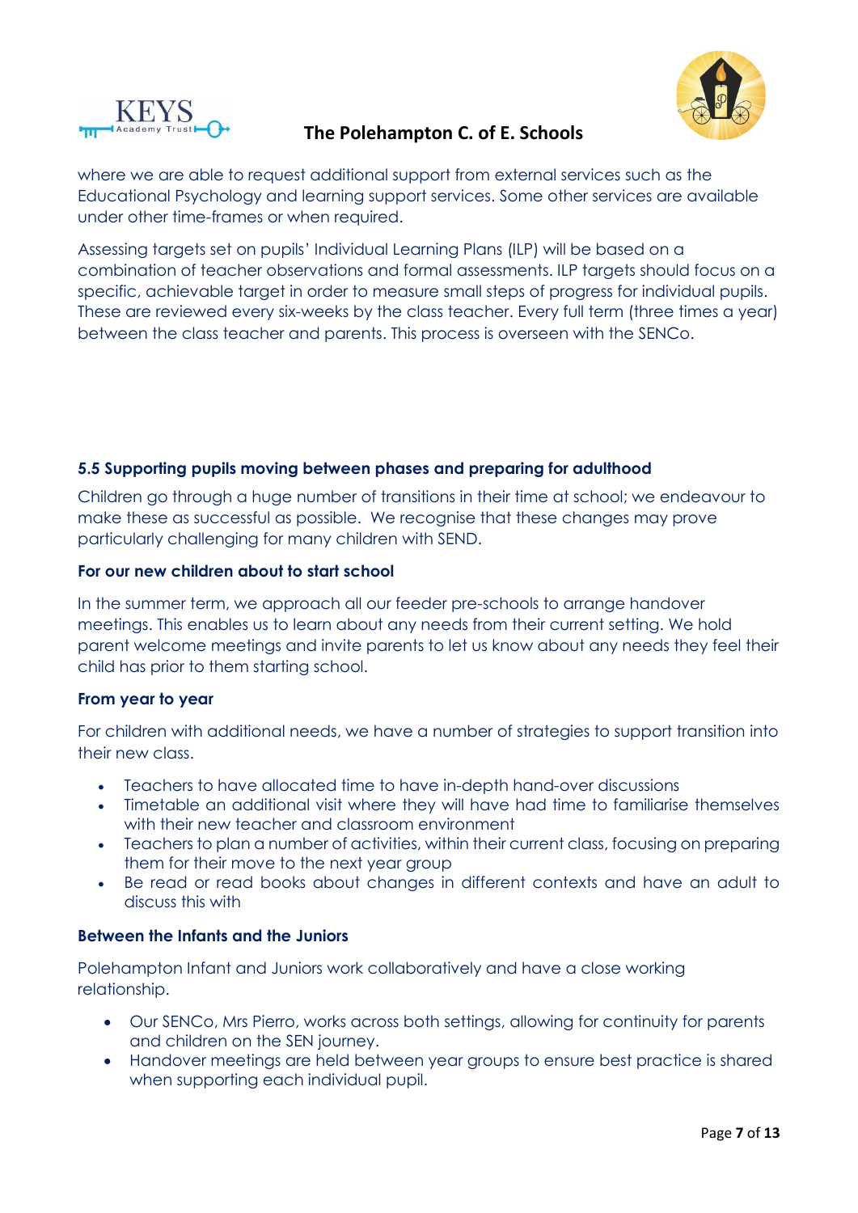where we are able to request additional support from external services such as the Educational Psychology and learning support services. Some other services are available under other time-frames or when required.

Assessing targets set on pupils' Individual Learning Plans (ILP) will be based on a combination of teacher observations and formal assessments. ILP targets should focus on a specific, achievable target in order to measure small steps of progress for individual pupils. These are reviewed every six-weeks by the class teacher. Every full term (three times a year) between the class teacher and parents. This process is overseen with the SENCo.

### 5.5 Supporting pupils moving between phases and preparing for adulthood

Children go through a huge number of transitions in their time at school; we endeavour to make these as successful as possible. We recognise that these changes may prove particularly challenging for many children with SEND.

#### For our new children about to start school

In the summer term, we approach all our feeder pre-schools to arrange handover meetings. This enables us to learn about any needs from their current setting. We hold parent welcome meetings and invite parents to let us know about any needs they feel their child has prior to them starting school.

#### From year to year

For children with additional needs, we have a number of strategies to support transition into their new class.

- Teachers to have allocated time to have in-depth hand-over discussions
- Timetable an additional visit where they will have had time to familiarise themselves with their new teacher and classroom environment
- Teachers to plan a number of activities, within their current class, focusing on preparing them for their move to the next year group
- Be read or read books about changes in different contexts and have an adult to discuss this with

#### Between the Infants and the Juniors

Polehampton Infant and Juniors work collaboratively and have a close working relationship.

- Our SENCo, Mrs Pierro, works across both settings, allowing for continuity for parents and children on the SEN journey.
- Handover meetings are held between year groups to ensure best practice is shared when supporting each individual pupil.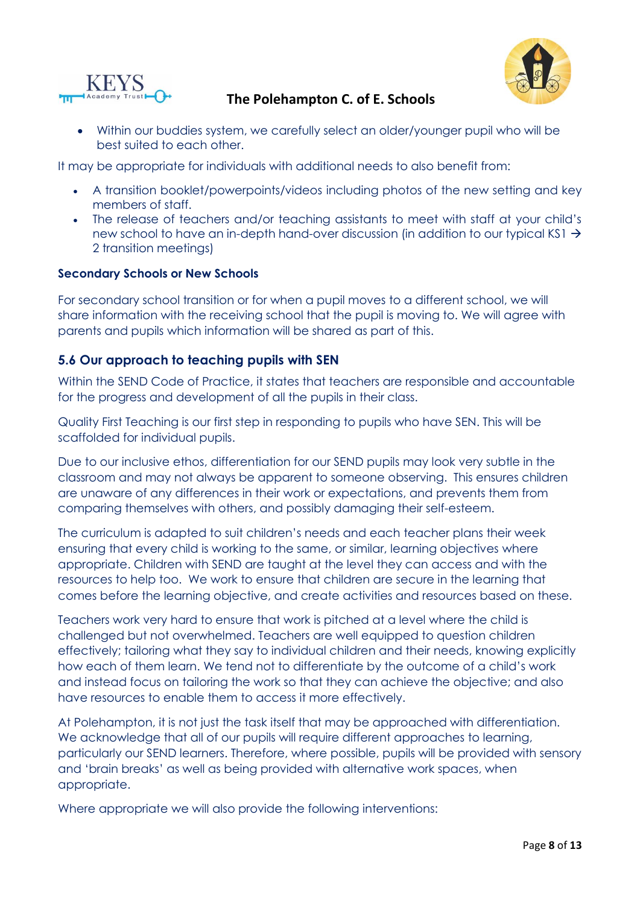- Within our buddies system, we carefully select an older/younger pupil who will be best suited to each other.

It may be appropriate for individuals with additional needs to also benefit from:

- A transition booklet/powerpoints/videos including photos of the new setting and key members of staff.
- The release of teachers and/or teaching assistants to meet with staff at your child's new school to have an in-depth hand-over discussion (in addition to our typical KS1 → 2 transition meetings)

**Secondary Schools or New Schools**

For secondary school transition or for when a pupil moves to a different school, we will share information with the receiving school that the pupil is moving to. We will agree with parents and pupils which information will be shared as part of this.

### 5.6 Our approach to teaching pupils with SEN

Within the SEND Code of Practice, it states that teachers are responsible and accountable for the progress and development of all the pupils in their class.

Quality First Teaching is our first step in responding to pupils who have SEN. This will be scaffolded for individual pupils.

Due to our inclusive ethos, differentiation for our SEND pupils may look very subtle in the classroom and may not always be apparent to someone observing. This ensures children are unaware of any differences in their work or expectations, and prevents them from comparing themselves with others, and possibly damaging their self-esteem.

The curriculum is adapted to suit children's needs and each teacher plans their week ensuring that every child is working to the same, or similar, learning objectives where appropriate. Children with SEND are taught at the level they can access and with the resources to help too. We work to ensure that children are secure in the learning that comes before the learning objective, and create activities and resources based on these.

Teachers work very hard to ensure that work is pitched at a level where the child is challenged but not overwhelmed. Teachers are well equipped to question children effectively; tailoring what they say to individual children and their needs, knowing explicitly how each of them learn. We tend not to differentiate by the outcome of a child's work and instead focus on tailoring the work so that they can achieve the objective; and also have resources to enable them to access it more effectively.

At Polehampton, it is not just the task itself that may be approached with differentiation. We acknowledge that all of our pupils will require different approaches to learning, particularly our SEND learners. Therefore, where possible, pupils will be provided with sensory and 'brain breaks' as well as being provided with alternative work spaces, when appropriate.

Where appropriate we will also provide the following interventions: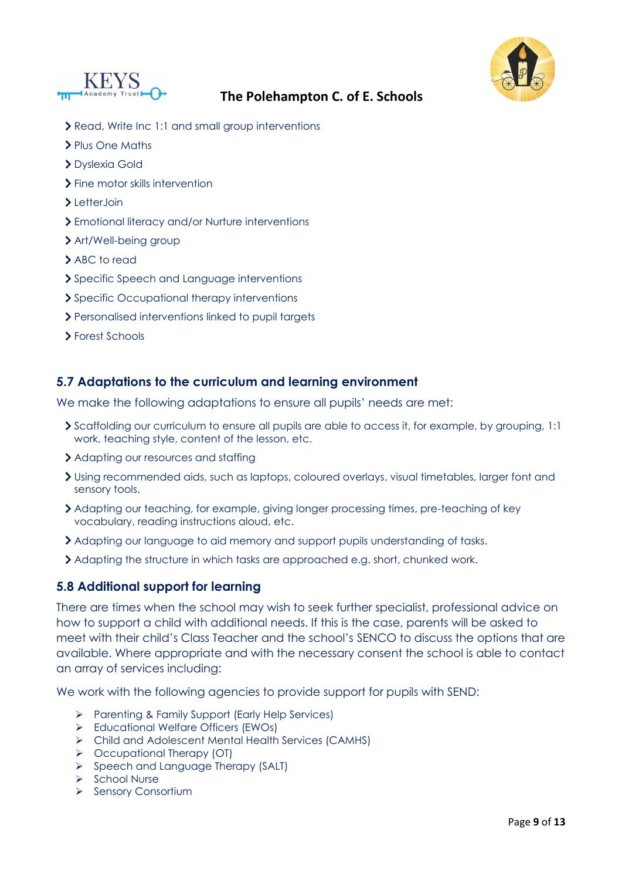- Read, Write Inc 1:1 and small group interventions
- Plus One Maths
- Dyslexia Gold
- Fine motor skills intervention
- LetterJoin
- Emotional literacy and/or Nurture interventions
- Art/Well-being group
- ABC to read
- Specific Speech and Language interventions
- Specific Occupational therapy interventions
- Personalised interventions linked to pupil targets
- Forest Schools

### 5.7 Adaptations to the curriculum and learning environment

We make the following adaptations to ensure all pupils' needs are met:

- Scaffolding our curriculum to ensure all pupils are able to access it, for example, by grouping, 1:1 work, teaching style, content of the lesson, etc.
- Adapting our resources and staffing
- Using recommended aids, such as laptops, coloured overlays, visual timetables, larger font and sensory tools.
- Adapting our teaching, for example, giving longer processing times, pre-teaching of key vocabulary, reading instructions aloud, etc.
- Adapting our language to aid memory and support pupils understanding of tasks.
- Adapting the structure in which tasks are approached e.g. short, chunked work.

### 5.8 Additional support for learning

There are times when the school may wish to seek further specialist, professional advice on how to support a child with additional needs. If this is the case, parents will be asked to meet with their child's Class Teacher and the school's SENCO to discuss the options that are available. Where appropriate and with the necessary consent the school is able to contact an array of services including:

We work with the following agencies to provide support for pupils with SEND:

- Parenting & Family Support (Early Help Services)
- Educational Welfare Officers (EWOs)
- Child and Adolescent Mental Health Services (CAMHS)
- Occupational Therapy (OT)
- Speech and Language Therapy (SALT)
- School Nurse
- Sensory Consortium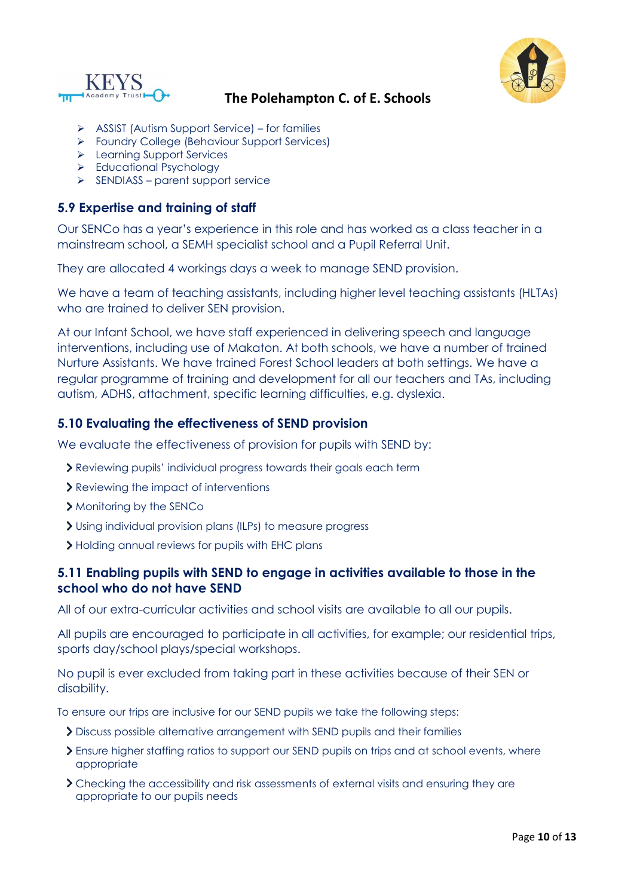- ASSIST (Autism Support Service) – for families
- Foundry College (Behaviour Support Services)
- Learning Support Services
- Educational Psychology
- SENDIASS – parent support service

### 5.9 Expertise and training of staff

Our SENCo has a year's experience in this role and has worked as a class teacher in a mainstream school, a SEMH specialist school and a Pupil Referral Unit.

They are allocated 4 workings days a week to manage SEND provision.

We have a team of teaching assistants, including higher level teaching assistants (HLTAs) who are trained to deliver SEN provision.

At our Infant School, we have staff experienced in delivering speech and language interventions, including use of Makaton. At both schools, we have a number of trained Nurture Assistants. We have trained Forest School leaders at both settings. We have a regular programme of training and development for all our teachers and TAs, including autism, ADHS, attachment, specific learning difficulties, e.g. dyslexia.

### 5.10 Evaluating the effectiveness of SEND provision

We evaluate the effectiveness of provision for pupils with SEND by:

- Reviewing pupils' individual progress towards their goals each term
- Reviewing the impact of interventions
- Monitoring by the SENCo
- Using individual provision plans (ILPs) to measure progress
- Holding annual reviews for pupils with EHC plans

### 5.11 Enabling pupils with SEND to engage in activities available to those in the school who do not have SEND

All of our extra-curricular activities and school visits are available to all our pupils.

All pupils are encouraged to participate in all activities, for example; our residential trips, sports day/school plays/special workshops.

No pupil is ever excluded from taking part in these activities because of their SEN or disability.

To ensure our trips are inclusive for our SEND pupils we take the following steps:

- Discuss possible alternative arrangement with SEND pupils and their families
- Ensure higher staffing ratios to support our SEND pupils on trips and at school events, where appropriate
- Checking the accessibility and risk assessments of external visits and ensuring they are appropriate to our pupils needs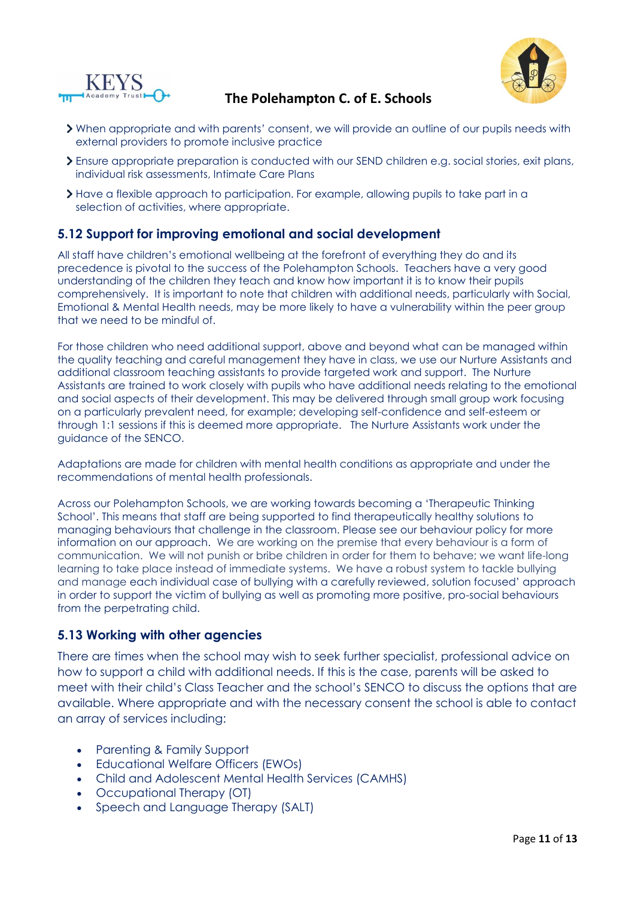- When appropriate and with parents' consent, we will provide an outline of our pupils needs with external providers to promote inclusive practice
- Ensure appropriate preparation is conducted with our SEND children e.g. social stories, exit plans, individual risk assessments, Intimate Care Plans
- Have a flexible approach to participation. For example, allowing pupils to take part in a selection of activities, where appropriate.

### 5.12 Support for improving emotional and social development

All staff have children's emotional wellbeing at the forefront of everything they do and its precedence is pivotal to the success of the Polehampton Schools. Teachers have a very good understanding of the children they teach and know how important it is to know their pupils comprehensively. It is important to note that children with additional needs, particularly with Social, Emotional & Mental Health needs, may be more likely to have a vulnerability within the peer group that we need to be mindful of.

For those children who need additional support, above and beyond what can be managed within the quality teaching and careful management they have in class, we use our Nurture Assistants and additional classroom teaching assistants to provide targeted work and support. The Nurture Assistants are trained to work closely with pupils who have additional needs relating to the emotional and social aspects of their development. This may be delivered through small group work focusing on a particularly prevalent need, for example; developing self-confidence and self-esteem or through 1:1 sessions if this is deemed more appropriate. The Nurture Assistants work under the guidance of the SENCO.

Adaptations are made for children with mental health conditions as appropriate and under the recommendations of mental health professionals.

Across our Polehampton Schools, we are working towards becoming a 'Therapeutic Thinking School'. This means that staff are being supported to find therapeutically healthy solutions to managing behaviours that challenge in the classroom. Please see our behaviour policy for more information on our approach. We are working on the premise that every behaviour is a form of communication. We will not punish or bribe children in order for them to behave; we want life-long learning to take place instead of immediate systems. We have a robust system to tackle bullying and manage each individual case of bullying with a carefully reviewed, solution focused' approach in order to support the victim of bullying as well as promoting more positive, pro-social behaviours from the perpetrating child.

### 5.13 Working with other agencies

There are times when the school may wish to seek further specialist, professional advice on how to support a child with additional needs. If this is the case, parents will be asked to meet with their child's Class Teacher and the school's SENCO to discuss the options that are available. Where appropriate and with the necessary consent the school is able to contact an array of services including:

- Parenting & Family Support
- Educational Welfare Officers (EWOs)
- Child and Adolescent Mental Health Services (CAMHS)
- Occupational Therapy (OT)
- Speech and Language Therapy (SALT)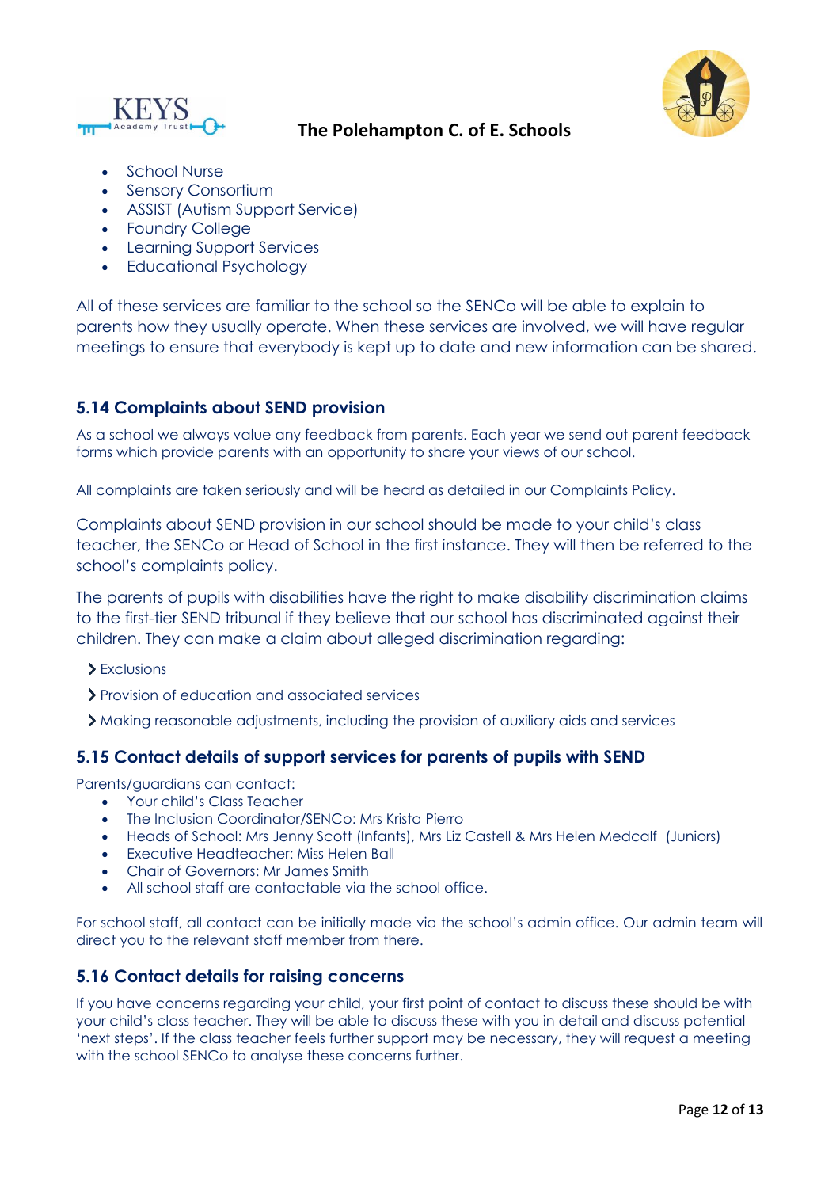- School Nurse
- Sensory Consortium
- ASSIST (Autism Support Service)
- Foundry College
- Learning Support Services
- Educational Psychology

All of these services are familiar to the school so the SENCo will be able to explain to parents how they usually operate. When these services are involved, we will have regular meetings to ensure that everybody is kept up to date and new information can be shared.

### 5.14 Complaints about SEND provision

As a school we always value any feedback from parents. Each year we send out parent feedback forms which provide parents with an opportunity to share your views of our school.

All complaints are taken seriously and will be heard as detailed in our Complaints Policy.

Complaints about SEND provision in our school should be made to your child's class teacher, the SENCo or Head of School in the first instance. They will then be referred to the school's complaints policy.

The parents of pupils with disabilities have the right to make disability discrimination claims to the first-tier SEND tribunal if they believe that our school has discriminated against their children. They can make a claim about alleged discrimination regarding:

- Exclusions
- Provision of education and associated services
- Making reasonable adjustments, including the provision of auxiliary aids and services

### 5.15 Contact details of support services for parents of pupils with SEND

Parents/guardians can contact:

- Your child's Class Teacher
- The Inclusion Coordinator/SENCo: Mrs Krista Pierro
- Heads of School: Mrs Jenny Scott (Infants), Mrs Liz Castell & Mrs Helen Medcalf (Juniors)
- Executive Headteacher: Miss Helen Ball
- Chair of Governors: Mr James Smith
- All school staff are contactable via the school office.

For school staff, all contact can be initially made via the school's admin office. Our admin team will direct you to the relevant staff member from there.

### 5.16 Contact details for raising concerns

If you have concerns regarding your child, your first point of contact to discuss these should be with your child's class teacher. They will be able to discuss these with you in detail and discuss potential 'next steps'. If the class teacher feels further support may be necessary, they will request a meeting with the school SENCo to analyse these concerns further.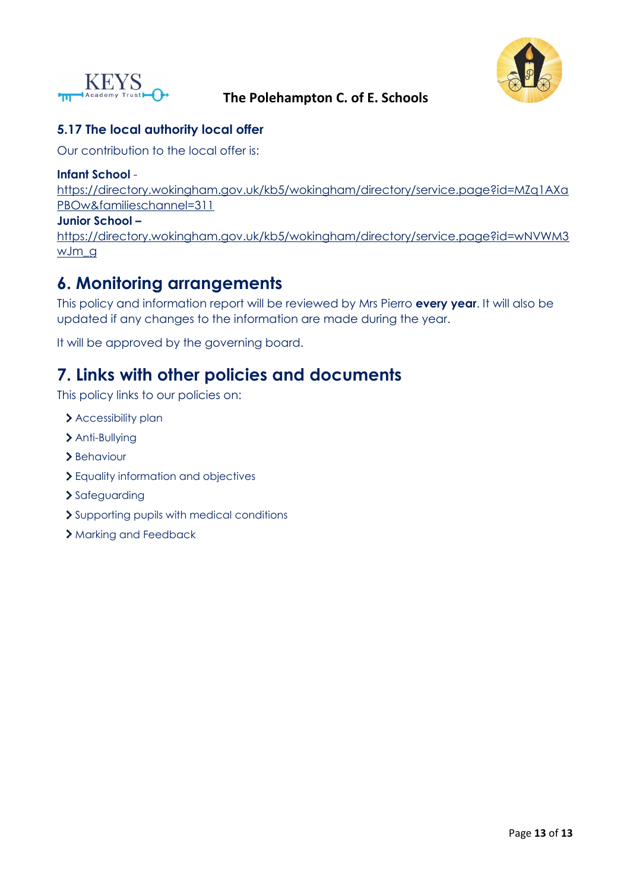### 5.17 The local authority local offer

Our contribution to the local offer is:

**Infant School** - https://directory.wokingham.gov.uk/kb5/wokingham/directory/service.page?id=MZq1AXaPBOw&familieschannel=311

**Junior School –** https://directory.wokingham.gov.uk/kb5/wokingham/directory/service.page?id=wNVWM3wJm_g

## 6. Monitoring arrangements

This policy and information report will be reviewed by Mrs Pierro **every year**. It will also be updated if any changes to the information are made during the year.

It will be approved by the governing board.

## 7. Links with other policies and documents

This policy links to our policies on:

- Accessibility plan
- Anti-Bullying
- Behaviour
- Equality information and objectives
- Safeguarding
- Supporting pupils with medical conditions
- Marking and Feedback